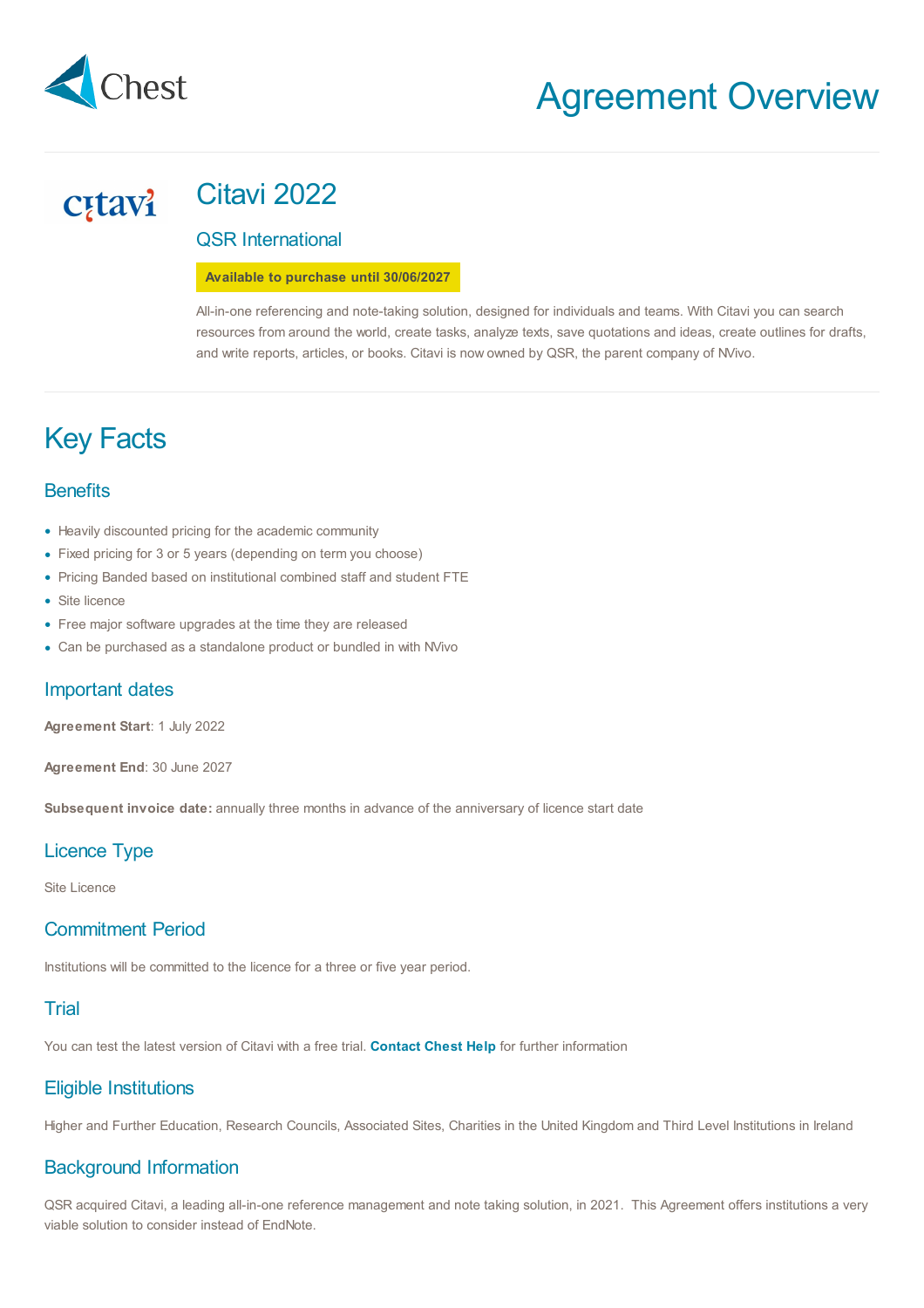# Agreement Overview

## Citavi 2022

### QSR International

**Available to purchase until 30/06/2027**

All-in-one referencing and note-taking solution, designed for individuals and teams. With Citavi you can search resources from around the world, create tasks, analyze texts, save quotations and ideas, create outlines for drafts, and write reports, articles, or books. Citavi is now owned by QSR, the parent company of NVivo.

# Key Facts

## Benefits

- Heavily discounted pricing for the academic community
- Fixed pricing for 3 or 5 years (depending on term you choose)
- Pricing Banded based on institutional combined staff and student FTE
- Site licence
- Free major software upgrades at the time they are released
- Can be purchased as a standalone product or bundled in with NVivo

## Important dates

**Agreement Start**: 1 July 2022

**Agreement End**: 30 June 2027

**Subsequent invoice date:** annually three months in advance of the anniversary of licence start date

## Licence Type

Site Licence

## Commitment Period

Institutions will be committed to the licence for a three or five year period.

## Trial

You can test the latest version of Citavi with a free trial. **Contact Chest Help** for further information

## Eligible Institutions

Higher and Further Education, Research Councils, Associated Sites, Charities in the United Kingdom and Third Level Institutions in Ireland

## Background Information

QSR acquired Citavi, a leading all-in-one reference management and note taking solution, in 2021. This Agreement offers institutions a very viable solution to consider instead of EndNote.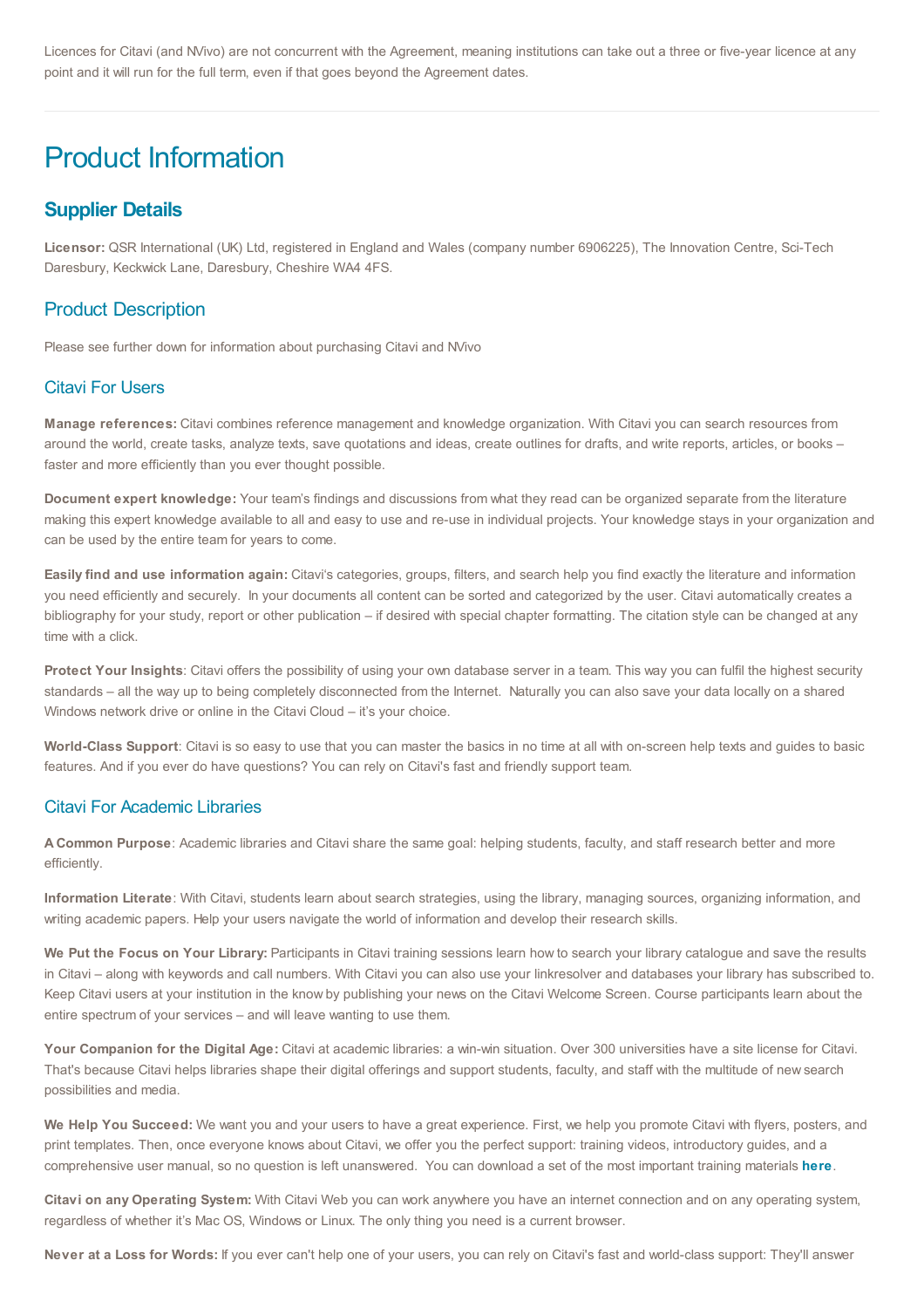Licences for Citavi (and NVivo) are not concurrent with the Agreement, meaning institutions can take out a three or five-year licence at any point and it will run for the full term, even if that goes beyond the Agreement dates.

---

# Product Information

## Supplier Details

**Licensor:** QSR International (UK) Ltd, registered in England and Wales (company number 6906225), The Innovation Centre, Sci-Tech Daresbury, Keckwick Lane, Daresbury, Cheshire WA4 4FS.

## Product Description

Please see further down for information about purchasing Citavi and NVivo

### Citavi For Users

**Manage references:** Citavi combines reference management and knowledge organization. With Citavi you can search resources from around the world, create tasks, analyze texts, save quotations and ideas, create outlines for drafts, and write reports, articles, or books – faster and more efficiently than you ever thought possible.

**Document expert knowledge:** Your team's findings and discussions from what they read can be organized separate from the literature making this expert knowledge available to all and easy to use and re-use in individual projects. Your knowledge stays in your organization and can be used by the entire team for years to come.

**Easily find and use information again:** Citavi's categories, groups, filters, and search help you find exactly the literature and information you need efficiently and securely. In your documents all content can be sorted and categorized by the user. Citavi automatically creates a bibliography for your study, report or other publication – if desired with special chapter formatting. The citation style can be changed at any time with a click.

**Protect Your Insights**: Citavi offers the possibility of using your own database server in a team. This way you can fulfil the highest security standards – all the way up to being completely disconnected from the Internet. Naturally you can also save your data locally on a shared Windows network drive or online in the Citavi Cloud – it's your choice.

**World-Class Support**: Citavi is so easy to use that you can master the basics in no time at all with on-screen help texts and guides to basic features. And if you ever do have questions? You can rely on Citavi's fast and friendly support team.

### Citavi For Academic Libraries

**A Common Purpose**: Academic libraries and Citavi share the same goal: helping students, faculty, and staff research better and more efficiently.

**Information Literate**: With Citavi, students learn about search strategies, using the library, managing sources, organizing information, and writing academic papers. Help your users navigate the world of information and develop their research skills.

**We Put the Focus on Your Library:** Participants in Citavi training sessions learn how to search your library catalogue and save the results in Citavi – along with keywords and call numbers. With Citavi you can also use your linkresolver and databases your library has subscribed to. Keep Citavi users at your institution in the know by publishing your news on the Citavi Welcome Screen. Course participants learn about the entire spectrum of your services – and will leave wanting to use them.

**Your Companion for the Digital Age:** Citavi at academic libraries: a win-win situation. Over 300 universities have a site license for Citavi. That's because Citavi helps libraries shape their digital offerings and support students, faculty, and staff with the multitude of new search possibilities and media.

**We Help You Succeed:** We want you and your users to have a great experience. First, we help you promote Citavi with flyers, posters, and print templates. Then, once everyone knows about Citavi, we offer you the perfect support: training videos, introductory guides, and a comprehensive user manual, so no question is left unanswered. You can download a set of the most important training materials **here**.

**Citavi on any Operating System:** With Citavi Web you can work anywhere you have an internet connection and on any operating system, regardless of whether it's Mac OS, Windows or Linux. The only thing you need is a current browser.

**Never at a Loss for Words:** If you ever can't help one of your users, you can rely on Citavi's fast and world-class support: They'll answer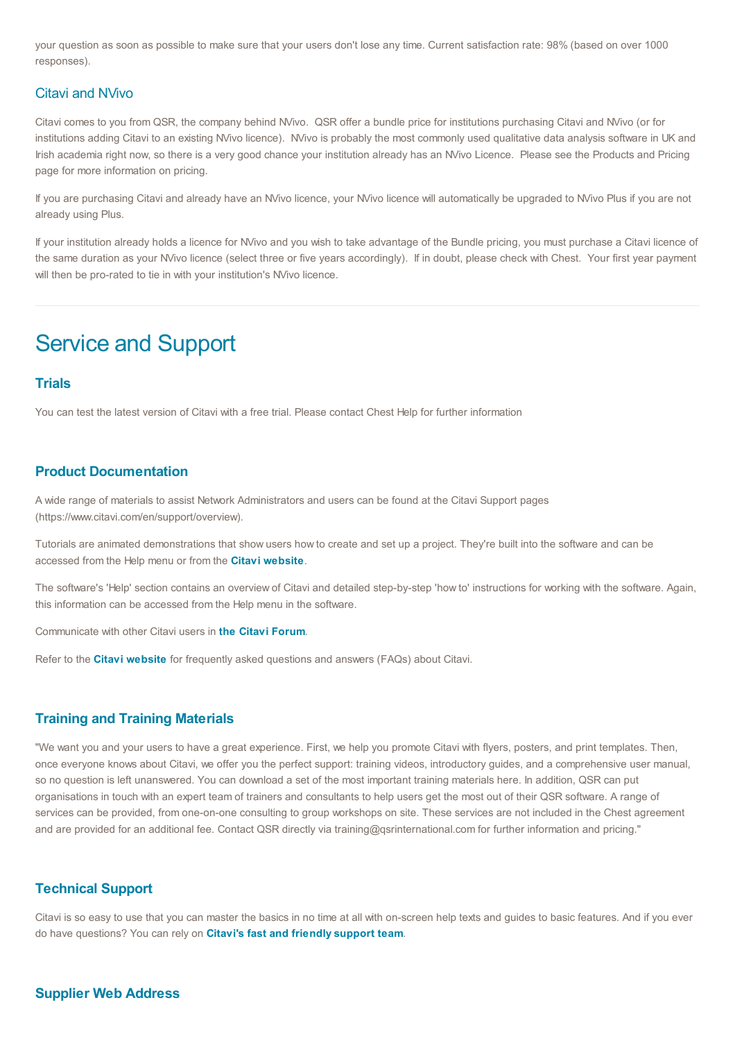your question as soon as possible to make sure that your users don't lose any time. Current satisfaction rate: 98% (based on over 1000 responses).

### Citavi and NVivo

Citavi comes to you from QSR, the company behind NVivo. QSR offer a bundle price for institutions purchasing Citavi and NVivo (or for institutions adding Citavi to an existing NVivo licence). NVivo is probably the most commonly used qualitative data analysis software in UK and Irish academia right now, so there is a very good chance your institution already has an NVivo Licence. Please see the Products and Pricing page for more information on pricing.

If you are purchasing Citavi and already have an NVivo licence, your NVivo licence will automatically be upgraded to NVivo Plus if you are not already using Plus.

If your institution already holds a licence for NVivo and you wish to take advantage of the Bundle pricing, you must purchase a Citavi licence of the same duration as your NVivo licence (select three or five years accordingly). If in doubt, please check with Chest. Your first year payment will then be pro-rated to tie in with your institution's NVivo licence.

---

# Service and Support

### Trials

You can test the latest version of Citavi with a free trial. Please contact Chest Help for further information

### Product Documentation

A wide range of materials to assist Network Administrators and users can be found at the Citavi Support pages (https://www.citavi.com/en/support/overview).

Tutorials are animated demonstrations that show users how to create and set up a project. They're built into the software and can be accessed from the Help menu or from the **Citavi website**.

The software's 'Help' section contains an overview of Citavi and detailed step-by-step 'how to' instructions for working with the software. Again, this information can be accessed from the Help menu in the software.

Communicate with other Citavi users in **the Citavi Forum**.

Refer to the **Citavi website** for frequently asked questions and answers (FAQs) about Citavi.

### Training and Training Materials

"We want you and your users to have a great experience. First, we help you promote Citavi with flyers, posters, and print templates. Then, once everyone knows about Citavi, we offer you the perfect support: training videos, introductory guides, and a comprehensive user manual, so no question is left unanswered. You can download a set of the most important training materials here. In addition, QSR can put organisations in touch with an expert team of trainers and consultants to help users get the most out of their QSR software. A range of services can be provided, from one-on-one consulting to group workshops on site. These services are not included in the Chest agreement and are provided for an additional fee. Contact QSR directly via training@qsrinternational.com for further information and pricing."

### Technical Support

Citavi is so easy to use that you can master the basics in no time at all with on-screen help texts and guides to basic features. And if you ever do have questions? You can rely on **Citavi's fast and friendly support team**.

### Supplier Web Address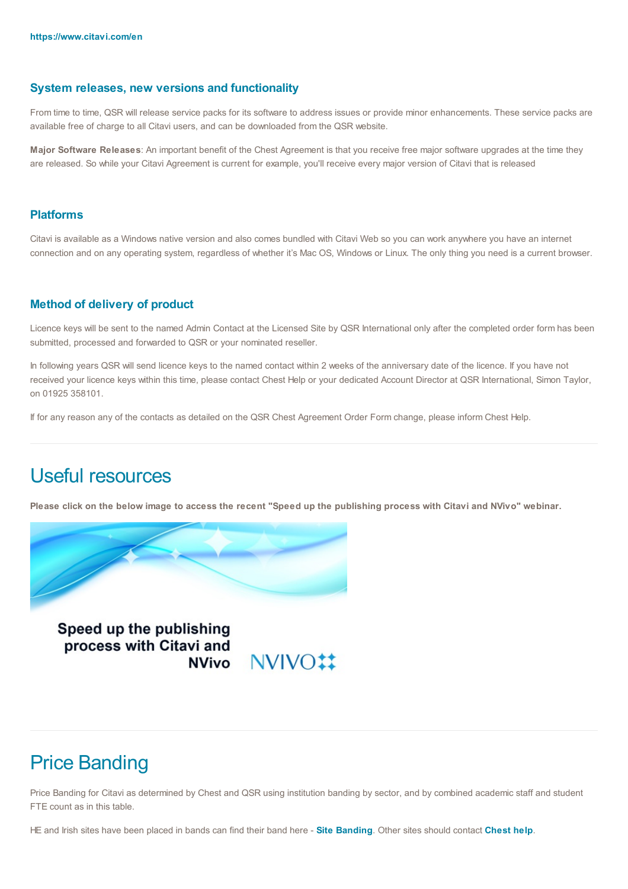https://www.citavi.com/en

### System releases, new versions and functionality

From time to time, QSR will release service packs for its software to address issues or provide minor enhancements. These service packs are available free of charge to all Citavi users, and can be downloaded from the QSR website.

**Major Software Releases**: An important benefit of the Chest Agreement is that you receive free major software upgrades at the time they are released. So while your Citavi Agreement is current for example, you'll receive every major version of Citavi that is released

### Platforms

Citavi is available as a Windows native version and also comes bundled with Citavi Web so you can work anywhere you have an internet connection and on any operating system, regardless of whether it's Mac OS, Windows or Linux. The only thing you need is a current browser.

### Method of delivery of product

Licence keys will be sent to the named Admin Contact at the Licensed Site by QSR International only after the completed order form has been submitted, processed and forwarded to QSR or your nominated reseller.

In following years QSR will send licence keys to the named contact within 2 weeks of the anniversary date of the licence. If you have not received your licence keys within this time, please contact Chest Help or your dedicated Account Director at QSR International, Simon Taylor, on 01925 358101.

If for any reason any of the contacts as detailed on the QSR Chest Agreement Order Form change, please inform Chest Help.

## Useful resources

**Please click on the below image to access the recent "Speed up the publishing process with Citavi and NVivo" webinar.**

Speed up the publishing process with Citavi and NVivo

NVIVO

## Price Banding

Price Banding for Citavi as determined by Chest and QSR using institution banding by sector, and by combined academic staff and student FTE count as in this table.

HE and Irish sites have been placed in bands can find their band here - **Site Banding**. Other sites should contact **Chest help**.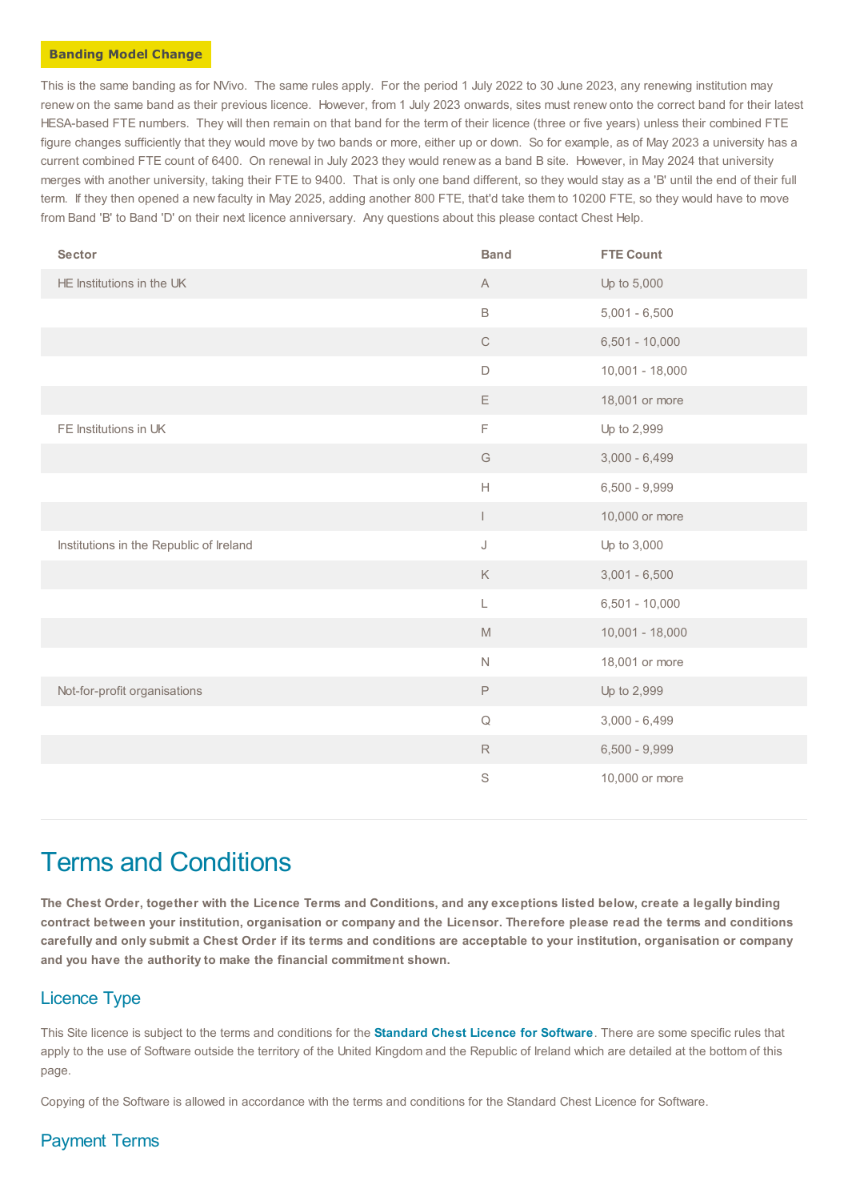**Banding Model Change**

This is the same banding as for NVivo. The same rules apply. For the period 1 July 2022 to 30 June 2023, any renewing institution may renew on the same band as their previous licence. However, from 1 July 2023 onwards, sites must renew onto the correct band for their latest HESA-based FTE numbers. They will then remain on that band for the term of their licence (three or five years) unless their combined FTE figure changes sufficiently that they would move by two bands or more, either up or down. So for example, as of May 2023 a university has a current combined FTE count of 6400. On renewal in July 2023 they would renew as a band B site. However, in May 2024 that university merges with another university, taking their FTE to 9400. That is only one band different, so they would stay as a 'B' until the end of their full term. If they then opened a new faculty in May 2025, adding another 800 FTE, that'd take them to 10200 FTE, so they would have to move from Band 'B' to Band 'D' on their next licence anniversary. Any questions about this please contact Chest Help.

| Sector | Band | FTE Count |
|---|---|---|
| HE Institutions in the UK | A | Up to 5,000 |
| | B | 5,001 - 6,500 |
| | C | 6,501 - 10,000 |
| | D | 10,001 - 18,000 |
| | E | 18,001 or more |
| FE Institutions in UK | F | Up to 2,999 |
| | G | 3,000 - 6,499 |
| | H | 6,500 - 9,999 |
| | I | 10,000 or more |
| Institutions in the Republic of Ireland | J | Up to 3,000 |
| | K | 3,001 - 6,500 |
| | L | 6,501 - 10,000 |
| | M | 10,001 - 18,000 |
| | N | 18,001 or more |
| Not-for-profit organisations | P | Up to 2,999 |
| | Q | 3,000 - 6,499 |
| | R | 6,500 - 9,999 |
| | S | 10,000 or more |

# Terms and Conditions

**The Chest Order, together with the Licence Terms and Conditions, and any exceptions listed below, create a legally binding contract between your institution, organisation or company and the Licensor. Therefore please read the terms and conditions carefully and only submit a Chest Order if its terms and conditions are acceptable to your institution, organisation or company and you have the authority to make the financial commitment shown.**

## Licence Type

This Site licence is subject to the terms and conditions for the **Standard Chest Licence for Software**. There are some specific rules that apply to the use of Software outside the territory of the United Kingdom and the Republic of Ireland which are detailed at the bottom of this page.

Copying of the Software is allowed in accordance with the terms and conditions for the Standard Chest Licence for Software.

## Payment Terms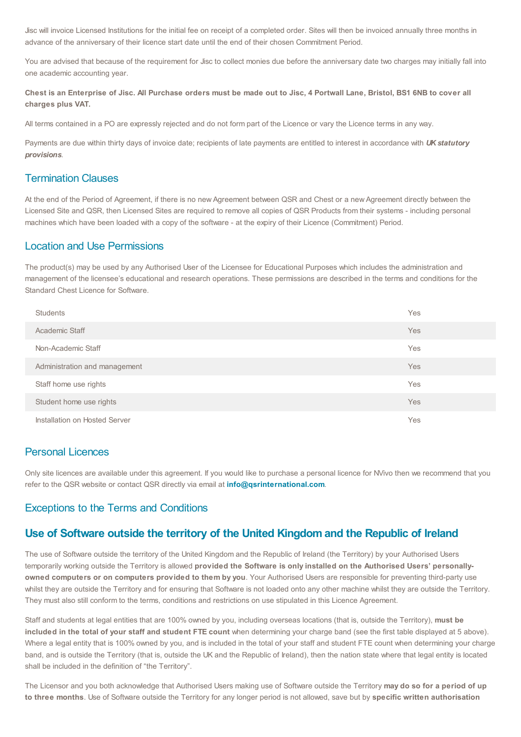Jisc will invoice Licensed Institutions for the initial fee on receipt of a completed order. Sites will then be invoiced annually three months in advance of the anniversary of their licence start date until the end of their chosen Commitment Period.

You are advised that because of the requirement for Jisc to collect monies due before the anniversary date two charges may initially fall into one academic accounting year.

**Chest is an Enterprise of Jisc. All Purchase orders must be made out to Jisc, 4 Portwall Lane, Bristol, BS1 6NB to cover all charges plus VAT.**

All terms contained in a PO are expressly rejected and do not form part of the Licence or vary the Licence terms in any way.

Payments are due within thirty days of invoice date; recipients of late payments are entitled to interest in accordance with ***UK statutory provisions***.

## Termination Clauses

At the end of the Period of Agreement, if there is no new Agreement between QSR and Chest or a new Agreement directly between the Licensed Site and QSR, then Licensed Sites are required to remove all copies of QSR Products from their systems - including personal machines which have been loaded with a copy of the software - at the expiry of their Licence (Commitment) Period.

## Location and Use Permissions

The product(s) may be used by any Authorised User of the Licensee for Educational Purposes which includes the administration and management of the licensee's educational and research operations. These permissions are described in the terms and conditions for the Standard Chest Licence for Software.

| | |
|---|---|
| Students | Yes |
| Academic Staff | Yes |
| Non-Academic Staff | Yes |
| Administration and management | Yes |
| Staff home use rights | Yes |
| Student home use rights | Yes |
| Installation on Hosted Server | Yes |

## Personal Licences

Only site licences are available under this agreement. If you would like to purchase a personal licence for NVivo then we recommend that you refer to the QSR website or contact QSR directly via email at **info@qsrinternational.com**.

## Exceptions to the Terms and Conditions

## Use of Software outside the territory of the United Kingdom and the Republic of Ireland

The use of Software outside the territory of the United Kingdom and the Republic of Ireland (the Territory) by your Authorised Users temporarily working outside the Territory is allowed **provided the Software is only installed on the Authorised Users' personally-owned computers or on computers provided to them by you**. Your Authorised Users are responsible for preventing third-party use whilst they are outside the Territory and for ensuring that Software is not loaded onto any other machine whilst they are outside the Territory. They must also still conform to the terms, conditions and restrictions on use stipulated in this Licence Agreement.

Staff and students at legal entities that are 100% owned by you, including overseas locations (that is, outside the Territory), **must be included in the total of your staff and student FTE count** when determining your charge band (see the first table displayed at 5 above). Where a legal entity that is 100% owned by you, and is included in the total of your staff and student FTE count when determining your charge band, and is outside the Territory (that is, outside the UK and the Republic of Ireland), then the nation state where that legal entity is located shall be included in the definition of "the Territory".

The Licensor and you both acknowledge that Authorised Users making use of Software outside the Territory **may do so for a period of up to three months**. Use of Software outside the Territory for any longer period is not allowed, save but by **specific written authorisation**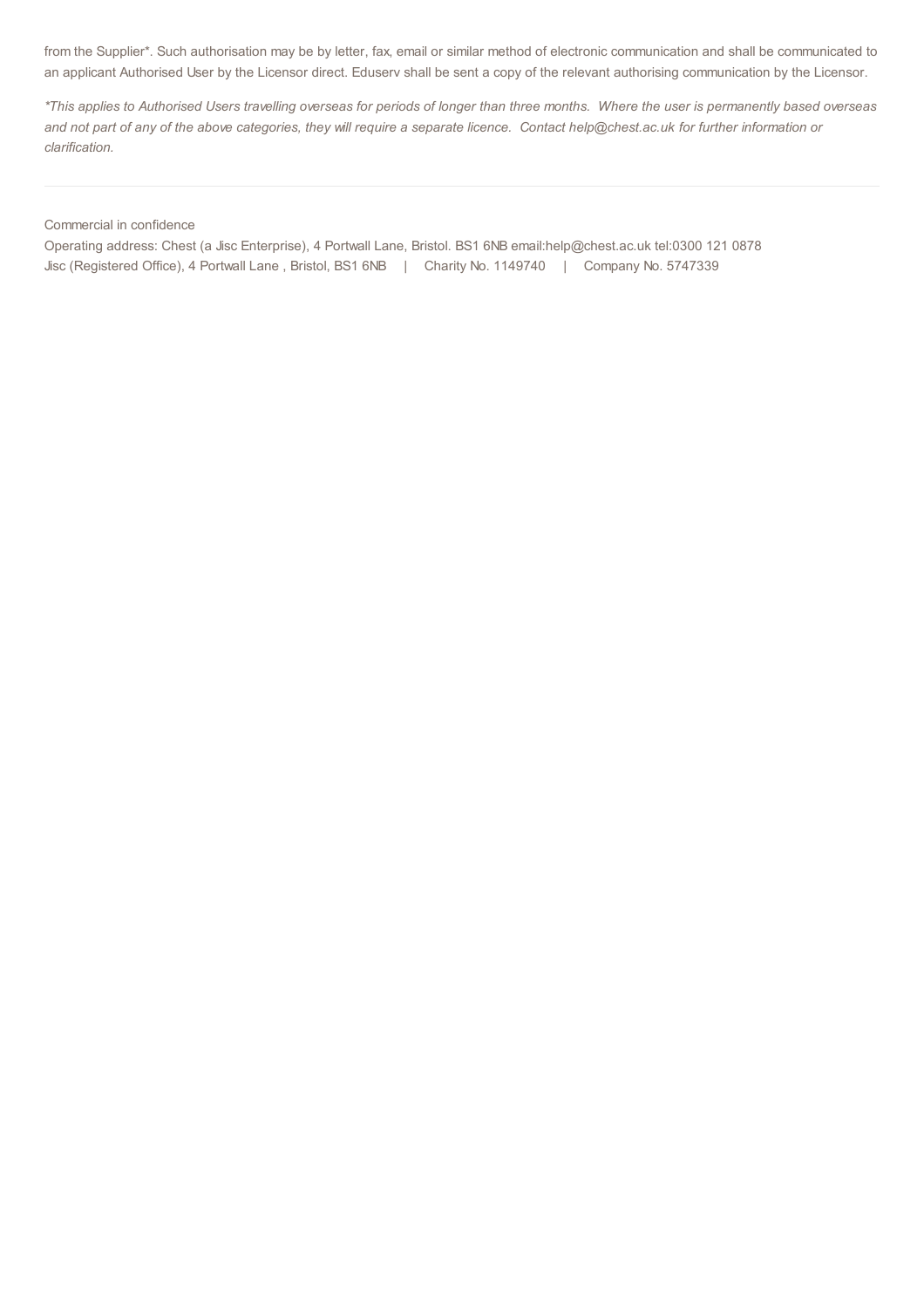from the Supplier*. Such authorisation may be by letter, fax, email or similar method of electronic communication and shall be communicated to an applicant Authorised User by the Licensor direct. Eduserv shall be sent a copy of the relevant authorising communication by the Licensor.

*\*This applies to Authorised Users travelling overseas for periods of longer than three months. Where the user is permanently based overseas and not part of any of the above categories, they will require a separate licence. Contact help@chest.ac.uk for further information or clarification.*

---

Commercial in confidence

Operating address: Chest (a Jisc Enterprise), 4 Portwall Lane, Bristol. BS1 6NB email:help@chest.ac.uk tel:0300 121 0878

Jisc (Registered Office), 4 Portwall Lane , Bristol, BS1 6NB | Charity No. 1149740 | Company No. 5747339